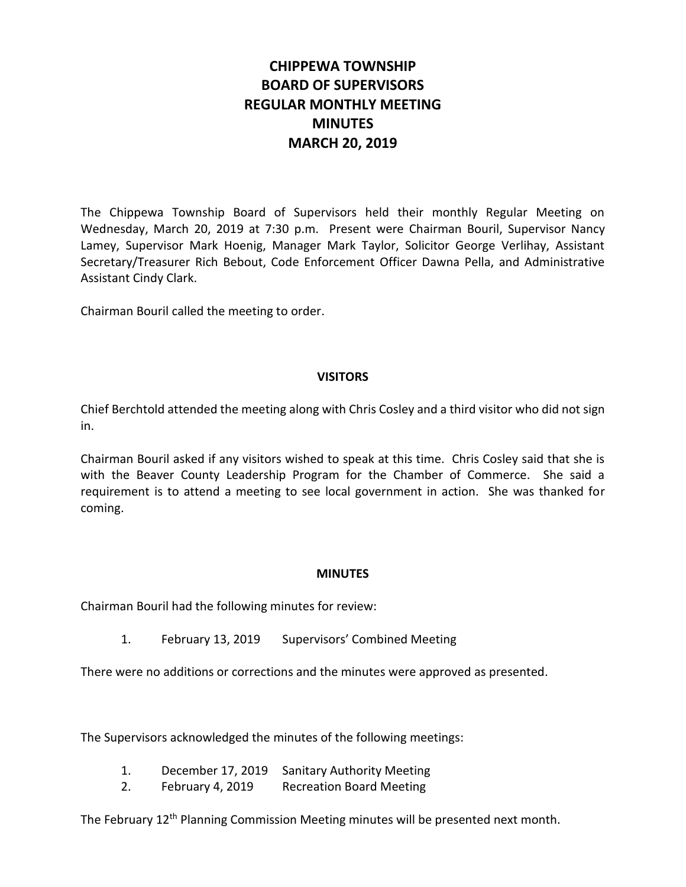# CHIPPEWA TOWNSHIP
# BOARD OF SUPERVISORS
# REGULAR MONTHLY MEETING
# MINUTES
# MARCH 20, 2019

The Chippewa Township Board of Supervisors held their monthly Regular Meeting on Wednesday, March 20, 2019 at 7:30 p.m. Present were Chairman Bouril, Supervisor Nancy Lamey, Supervisor Mark Hoenig, Manager Mark Taylor, Solicitor George Verlihay, Assistant Secretary/Treasurer Rich Bebout, Code Enforcement Officer Dawna Pella, and Administrative Assistant Cindy Clark.

Chairman Bouril called the meeting to order.

## VISITORS

Chief Berchtold attended the meeting along with Chris Cosley and a third visitor who did not sign in.

Chairman Bouril asked if any visitors wished to speak at this time. Chris Cosley said that she is with the Beaver County Leadership Program for the Chamber of Commerce. She said a requirement is to attend a meeting to see local government in action. She was thanked for coming.

## MINUTES

Chairman Bouril had the following minutes for review:

1. February 13, 2019 Supervisors' Combined Meeting

There were no additions or corrections and the minutes were approved as presented.

The Supervisors acknowledged the minutes of the following meetings:

1. December 17, 2019 Sanitary Authority Meeting
2. February 4, 2019 Recreation Board Meeting

The February 12th Planning Commission Meeting minutes will be presented next month.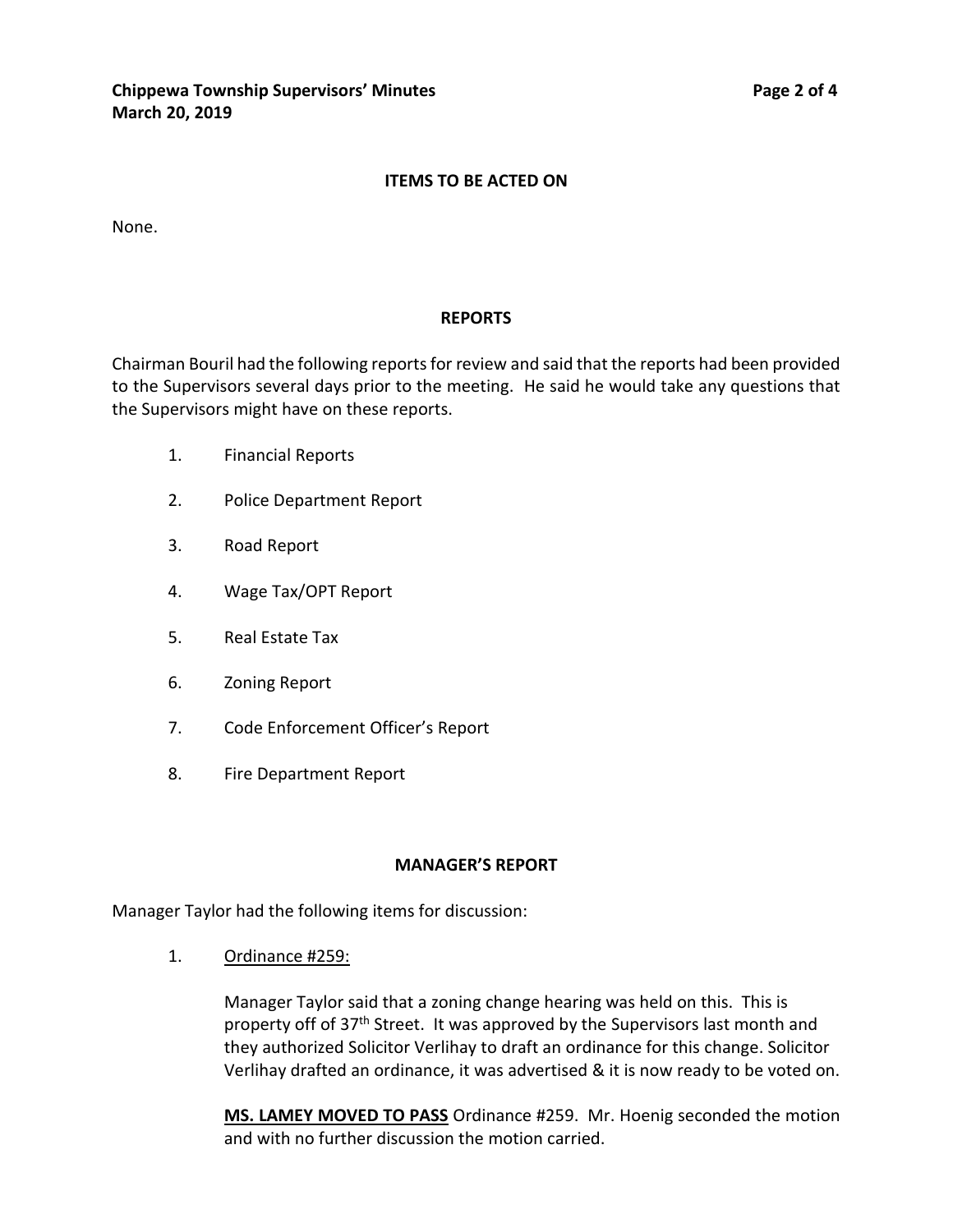## ITEMS TO BE ACTED ON

None.

## REPORTS

Chairman Bouril had the following reports for review and said that the reports had been provided to the Supervisors several days prior to the meeting. He said he would take any questions that the Supervisors might have on these reports.

1. Financial Reports
2. Police Department Report
3. Road Report
4. Wage Tax/OPT Report
5. Real Estate Tax
6. Zoning Report
7. Code Enforcement Officer's Report
8. Fire Department Report

## MANAGER'S REPORT

Manager Taylor had the following items for discussion:

1. <u>Ordinance #259:</u>

   Manager Taylor said that a zoning change hearing was held on this. This is property off of 37th Street. It was approved by the Supervisors last month and they authorized Solicitor Verlihay to draft an ordinance for this change. Solicitor Verlihay drafted an ordinance, it was advertised & it is now ready to be voted on.

   <u>**MS. LAMEY MOVED TO PASS**</u> Ordinance #259. Mr. Hoenig seconded the motion and with no further discussion the motion carried.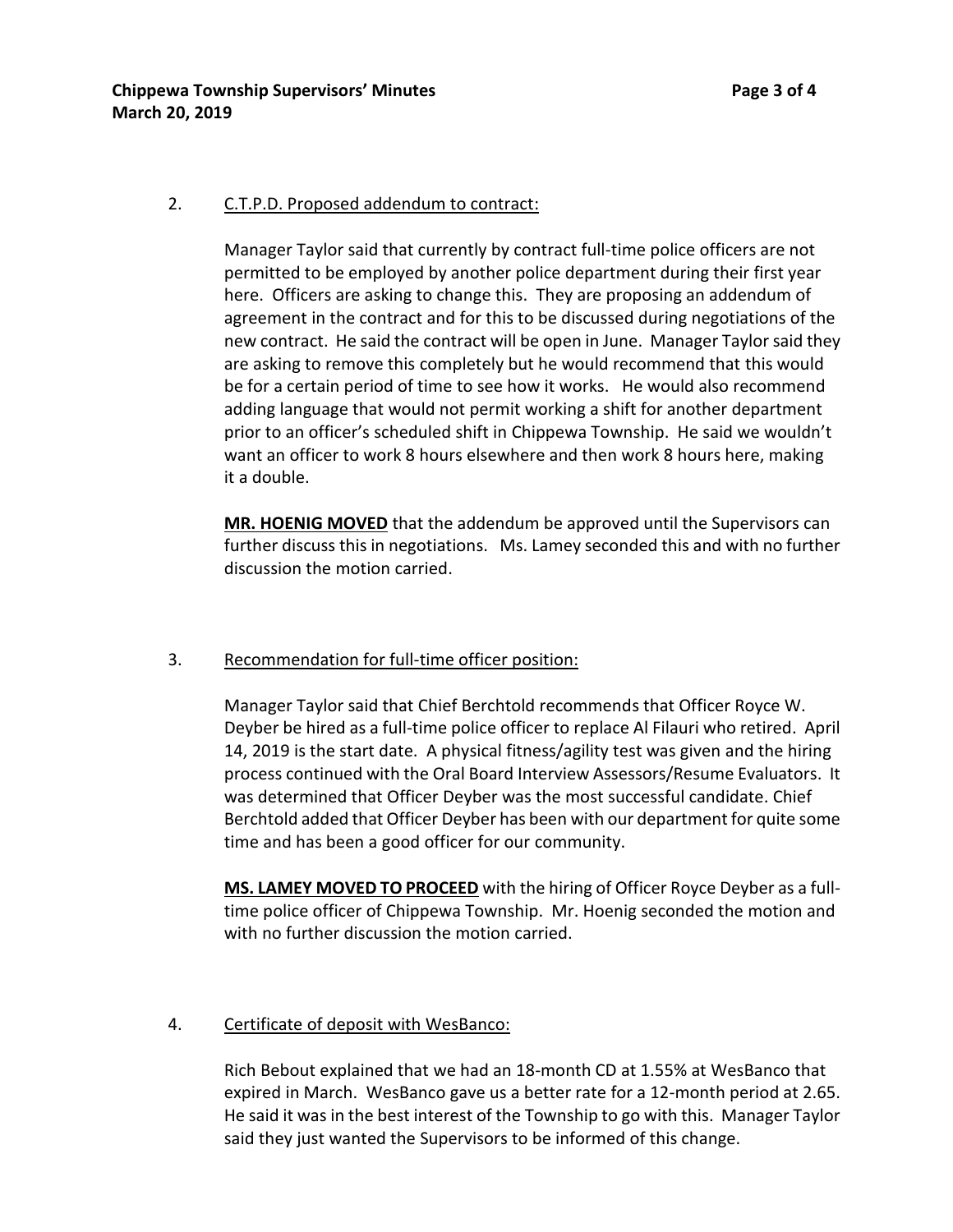2. <u>C.T.P.D. Proposed addendum to contract:</u>

   Manager Taylor said that currently by contract full-time police officers are not permitted to be employed by another police department during their first year here. Officers are asking to change this. They are proposing an addendum of agreement in the contract and for this to be discussed during negotiations of the new contract. He said the contract will be open in June. Manager Taylor said they are asking to remove this completely but he would recommend that this would be for a certain period of time to see how it works. He would also recommend adding language that would not permit working a shift for another department prior to an officer's scheduled shift in Chippewa Township. He said we wouldn't want an officer to work 8 hours elsewhere and then work 8 hours here, making it a double.

   **<u>MR. HOENIG MOVED</u>** that the addendum be approved until the Supervisors can further discuss this in negotiations. Ms. Lamey seconded this and with no further discussion the motion carried.

3. <u>Recommendation for full-time officer position:</u>

   Manager Taylor said that Chief Berchtold recommends that Officer Royce W. Deyber be hired as a full-time police officer to replace Al Filauri who retired. April 14, 2019 is the start date. A physical fitness/agility test was given and the hiring process continued with the Oral Board Interview Assessors/Resume Evaluators. It was determined that Officer Deyber was the most successful candidate. Chief Berchtold added that Officer Deyber has been with our department for quite some time and has been a good officer for our community.

   **<u>MS. LAMEY MOVED TO PROCEED</u>** with the hiring of Officer Royce Deyber as a full-time police officer of Chippewa Township. Mr. Hoenig seconded the motion and with no further discussion the motion carried.

4. <u>Certificate of deposit with WesBanco:</u>

   Rich Bebout explained that we had an 18-month CD at 1.55% at WesBanco that expired in March. WesBanco gave us a better rate for a 12-month period at 2.65. He said it was in the best interest of the Township to go with this. Manager Taylor said they just wanted the Supervisors to be informed of this change.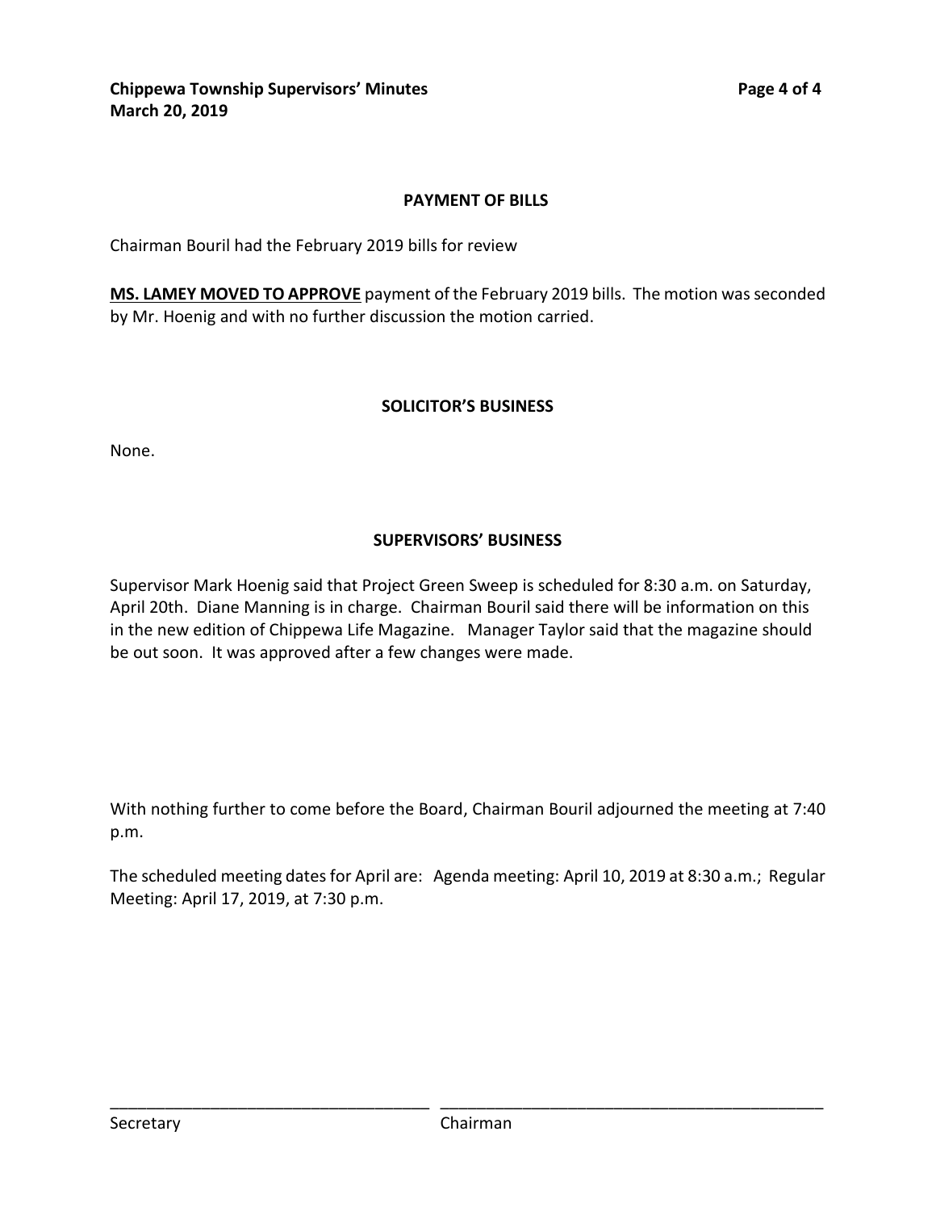## PAYMENT OF BILLS

Chairman Bouril had the February 2019 bills for review

**MS. LAMEY MOVED TO APPROVE** payment of the February 2019 bills. The motion was seconded by Mr. Hoenig and with no further discussion the motion carried.

## SOLICITOR'S BUSINESS

None.

## SUPERVISORS' BUSINESS

Supervisor Mark Hoenig said that Project Green Sweep is scheduled for 8:30 a.m. on Saturday, April 20th. Diane Manning is in charge. Chairman Bouril said there will be information on this in the new edition of Chippewa Life Magazine. Manager Taylor said that the magazine should be out soon. It was approved after a few changes were made.

With nothing further to come before the Board, Chairman Bouril adjourned the meeting at 7:40 p.m.

The scheduled meeting dates for April are: Agenda meeting: April 10, 2019 at 8:30 a.m.; Regular Meeting: April 17, 2019, at 7:30 p.m.

\_\_\_\_\_\_\_\_\_\_\_\_\_\_\_\_\_\_\_\_\_\_\_\_\_\_\_\_\_\_ \_\_\_\_\_\_\_\_\_\_\_\_\_\_\_\_\_\_\_\_\_\_\_\_\_\_\_\_\_\_

Secretary Chairman